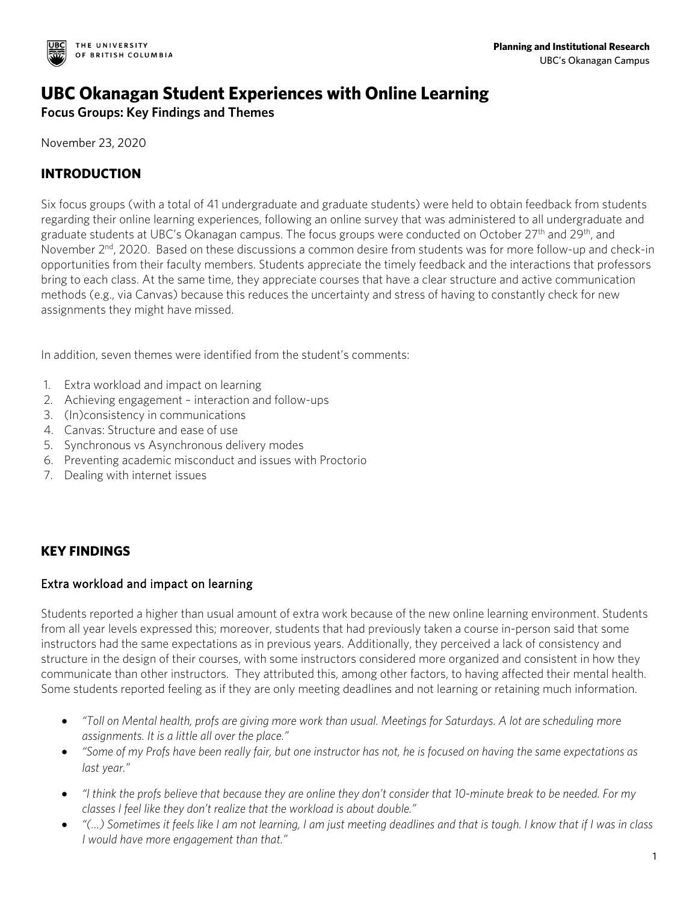THE UNIVERSITY OF BRITISH COLUMBIA

**Planning and Institutional Research**
UBC's Okanagan Campus

# UBC Okanagan Student Experiences with Online Learning

**Focus Groups: Key Findings and Themes**

November 23, 2020

## INTRODUCTION

Six focus groups (with a total of 41 undergraduate and graduate students) were held to obtain feedback from students regarding their online learning experiences, following an online survey that was administered to all undergraduate and graduate students at UBC's Okanagan campus. The focus groups were conducted on October 27th and 29th, and November 2nd, 2020. Based on these discussions a common desire from students was for more follow-up and check-in opportunities from their faculty members. Students appreciate the timely feedback and the interactions that professors bring to each class. At the same time, they appreciate courses that have a clear structure and active communication methods (e.g., via Canvas) because this reduces the uncertainty and stress of having to constantly check for new assignments they might have missed.

In addition, seven themes were identified from the student's comments:

1. Extra workload and impact on learning
2. Achieving engagement – interaction and follow-ups
3. (In)consistency in communications
4. Canvas: Structure and ease of use
5. Synchronous vs Asynchronous delivery modes
6. Preventing academic misconduct and issues with Proctorio
7. Dealing with internet issues

## KEY FINDINGS

### Extra workload and impact on learning

Students reported a higher than usual amount of extra work because of the new online learning environment. Students from all year levels expressed this; moreover, students that had previously taken a course in-person said that some instructors had the same expectations as in previous years. Additionally, they perceived a lack of consistency and structure in the design of their courses, with some instructors considered more organized and consistent in how they communicate than other instructors. They attributed this, among other factors, to having affected their mental health. Some students reported feeling as if they are only meeting deadlines and not learning or retaining much information.

- *"Toll on Mental health, profs are giving more work than usual. Meetings for Saturdays. A lot are scheduling more assignments. It is a little all over the place."*
- *"Some of my Profs have been really fair, but one instructor has not, he is focused on having the same expectations as last year."*
- *"I think the profs believe that because they are online they don't consider that 10-minute break to be needed. For my classes I feel like they don't realize that the workload is about double."*
- *"(…) Sometimes it feels like I am not learning, I am just meeting deadlines and that is tough. I know that if I was in class I would have more engagement than that."*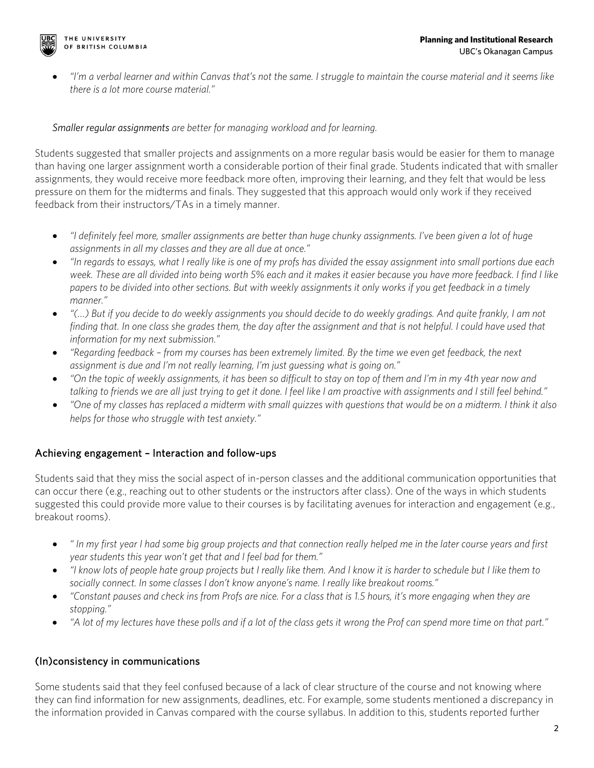- *"I'm a verbal learner and within Canvas that's not the same. I struggle to maintain the course material and it seems like there is a lot more course material."*

*Smaller regular assignments are better for managing workload and for learning.*

Students suggested that smaller projects and assignments on a more regular basis would be easier for them to manage than having one larger assignment worth a considerable portion of their final grade. Students indicated that with smaller assignments, they would receive more feedback more often, improving their learning, and they felt that would be less pressure on them for the midterms and finals. They suggested that this approach would only work if they received feedback from their instructors/TAs in a timely manner.

- *"I definitely feel more, smaller assignments are better than huge chunky assignments. I've been given a lot of huge assignments in all my classes and they are all due at once."*
- *"In regards to essays, what I really like is one of my profs has divided the essay assignment into small portions due each week. These are all divided into being worth 5% each and it makes it easier because you have more feedback. I find I like papers to be divided into other sections. But with weekly assignments it only works if you get feedback in a timely manner."*
- *"(…) But if you decide to do weekly assignments you should decide to do weekly gradings. And quite frankly, I am not finding that. In one class she grades them, the day after the assignment and that is not helpful. I could have used that information for my next submission."*
- *"Regarding feedback – from my courses has been extremely limited. By the time we even get feedback, the next assignment is due and I'm not really learning, I'm just guessing what is going on."*
- *"On the topic of weekly assignments, it has been so difficult to stay on top of them and I'm in my 4th year now and talking to friends we are all just trying to get it done. I feel like I am proactive with assignments and I still feel behind."*
- *"One of my classes has replaced a midterm with small quizzes with questions that would be on a midterm. I think it also helps for those who struggle with test anxiety."*

## Achieving engagement – Interaction and follow-ups

Students said that they miss the social aspect of in-person classes and the additional communication opportunities that can occur there (e.g., reaching out to other students or the instructors after class). One of the ways in which students suggested this could provide more value to their courses is by facilitating avenues for interaction and engagement (e.g., breakout rooms).

- *" In my first year I had some big group projects and that connection really helped me in the later course years and first year students this year won't get that and I feel bad for them."*
- *"I know lots of people hate group projects but I really like them. And I know it is harder to schedule but I like them to socially connect. In some classes I don't know anyone's name. I really like breakout rooms."*
- *"Constant pauses and check ins from Profs are nice. For a class that is 1.5 hours, it's more engaging when they are stopping."*
- *"A lot of my lectures have these polls and if a lot of the class gets it wrong the Prof can spend more time on that part."*

## (In)consistency in communications

Some students said that they feel confused because of a lack of clear structure of the course and not knowing where they can find information for new assignments, deadlines, etc. For example, some students mentioned a discrepancy in the information provided in Canvas compared with the course syllabus. In addition to this, students reported further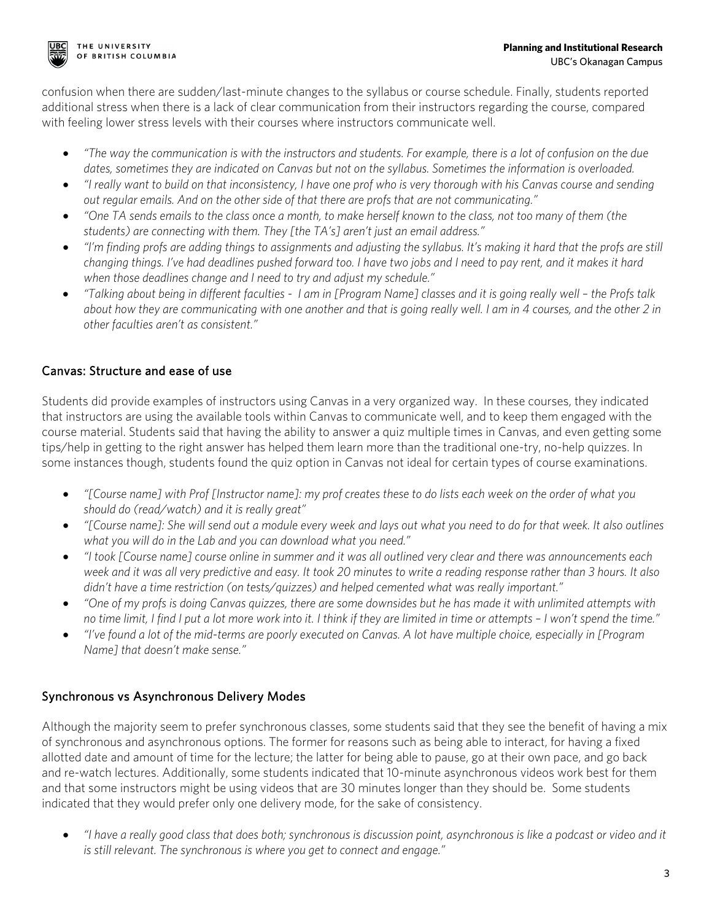confusion when there are sudden/last-minute changes to the syllabus or course schedule. Finally, students reported additional stress when there is a lack of clear communication from their instructors regarding the course, compared with feeling lower stress levels with their courses where instructors communicate well.

- *"The way the communication is with the instructors and students. For example, there is a lot of confusion on the due dates, sometimes they are indicated on Canvas but not on the syllabus. Sometimes the information is overloaded.*
- *"I really want to build on that inconsistency, I have one prof who is very thorough with his Canvas course and sending out regular emails. And on the other side of that there are profs that are not communicating."*
- *"One TA sends emails to the class once a month, to make herself known to the class, not too many of them (the students) are connecting with them. They [the TA's] aren't just an email address."*
- *"I'm finding profs are adding things to assignments and adjusting the syllabus. It's making it hard that the profs are still changing things. I've had deadlines pushed forward too. I have two jobs and I need to pay rent, and it makes it hard when those deadlines change and I need to try and adjust my schedule."*
- *"Talking about being in different faculties - I am in [Program Name] classes and it is going really well – the Profs talk about how they are communicating with one another and that is going really well. I am in 4 courses, and the other 2 in other faculties aren't as consistent."*

## Canvas: Structure and ease of use

Students did provide examples of instructors using Canvas in a very organized way. In these courses, they indicated that instructors are using the available tools within Canvas to communicate well, and to keep them engaged with the course material. Students said that having the ability to answer a quiz multiple times in Canvas, and even getting some tips/help in getting to the right answer has helped them learn more than the traditional one-try, no-help quizzes. In some instances though, students found the quiz option in Canvas not ideal for certain types of course examinations.

- *"[Course name] with Prof [Instructor name]: my prof creates these to do lists each week on the order of what you should do (read/watch) and it is really great"*
- *"[Course name]: She will send out a module every week and lays out what you need to do for that week. It also outlines what you will do in the Lab and you can download what you need."*
- *"I took [Course name] course online in summer and it was all outlined very clear and there was announcements each week and it was all very predictive and easy. It took 20 minutes to write a reading response rather than 3 hours. It also didn't have a time restriction (on tests/quizzes) and helped cemented what was really important."*
- *"One of my profs is doing Canvas quizzes, there are some downsides but he has made it with unlimited attempts with no time limit, I find I put a lot more work into it. I think if they are limited in time or attempts – I won't spend the time."*
- *"I've found a lot of the mid-terms are poorly executed on Canvas. A lot have multiple choice, especially in [Program Name] that doesn't make sense."*

## Synchronous vs Asynchronous Delivery Modes

Although the majority seem to prefer synchronous classes, some students said that they see the benefit of having a mix of synchronous and asynchronous options. The former for reasons such as being able to interact, for having a fixed allotted date and amount of time for the lecture; the latter for being able to pause, go at their own pace, and go back and re-watch lectures. Additionally, some students indicated that 10-minute asynchronous videos work best for them and that some instructors might be using videos that are 30 minutes longer than they should be. Some students indicated that they would prefer only one delivery mode, for the sake of consistency.

- *"I have a really good class that does both; synchronous is discussion point, asynchronous is like a podcast or video and it is still relevant. The synchronous is where you get to connect and engage."*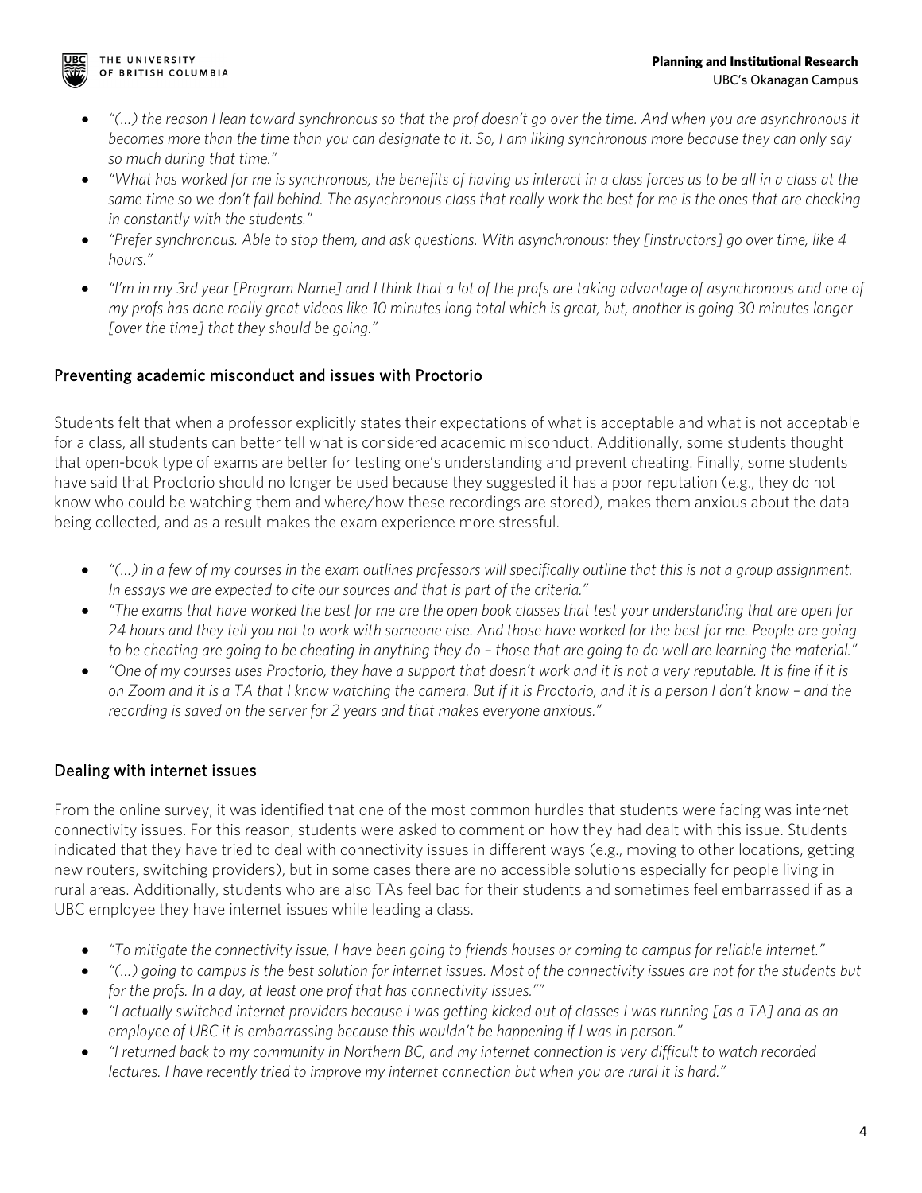- *"(…) the reason I lean toward synchronous so that the prof doesn't go over the time. And when you are asynchronous it becomes more than the time than you can designate to it. So, I am liking synchronous more because they can only say so much during that time."*
- *"What has worked for me is synchronous, the benefits of having us interact in a class forces us to be all in a class at the same time so we don't fall behind. The asynchronous class that really work the best for me is the ones that are checking in constantly with the students."*
- *"Prefer synchronous. Able to stop them, and ask questions. With asynchronous: they [instructors] go over time, like 4 hours."*
- *"I'm in my 3rd year [Program Name] and I think that a lot of the profs are taking advantage of asynchronous and one of my profs has done really great videos like 10 minutes long total which is great, but, another is going 30 minutes longer [over the time] that they should be going."*

## Preventing academic misconduct and issues with Proctorio

Students felt that when a professor explicitly states their expectations of what is acceptable and what is not acceptable for a class, all students can better tell what is considered academic misconduct. Additionally, some students thought that open-book type of exams are better for testing one's understanding and prevent cheating. Finally, some students have said that Proctorio should no longer be used because they suggested it has a poor reputation (e.g., they do not know who could be watching them and where/how these recordings are stored), makes them anxious about the data being collected, and as a result makes the exam experience more stressful.

- *"(…) in a few of my courses in the exam outlines professors will specifically outline that this is not a group assignment. In essays we are expected to cite our sources and that is part of the criteria."*
- *"The exams that have worked the best for me are the open book classes that test your understanding that are open for 24 hours and they tell you not to work with someone else. And those have worked for the best for me. People are going to be cheating are going to be cheating in anything they do – those that are going to do well are learning the material."*
- *"One of my courses uses Proctorio, they have a support that doesn't work and it is not a very reputable. It is fine if it is on Zoom and it is a TA that I know watching the camera. But if it is Proctorio, and it is a person I don't know – and the recording is saved on the server for 2 years and that makes everyone anxious."*

## Dealing with internet issues

From the online survey, it was identified that one of the most common hurdles that students were facing was internet connectivity issues. For this reason, students were asked to comment on how they had dealt with this issue. Students indicated that they have tried to deal with connectivity issues in different ways (e.g., moving to other locations, getting new routers, switching providers), but in some cases there are no accessible solutions especially for people living in rural areas. Additionally, students who are also TAs feel bad for their students and sometimes feel embarrassed if as a UBC employee they have internet issues while leading a class.

- *"To mitigate the connectivity issue, I have been going to friends houses or coming to campus for reliable internet."*
- *"(…) going to campus is the best solution for internet issues. Most of the connectivity issues are not for the students but for the profs. In a day, at least one prof that has connectivity issues.""*
- *"I actually switched internet providers because I was getting kicked out of classes I was running [as a TA] and as an employee of UBC it is embarrassing because this wouldn't be happening if I was in person."*
- *"I returned back to my community in Northern BC, and my internet connection is very difficult to watch recorded lectures. I have recently tried to improve my internet connection but when you are rural it is hard."*